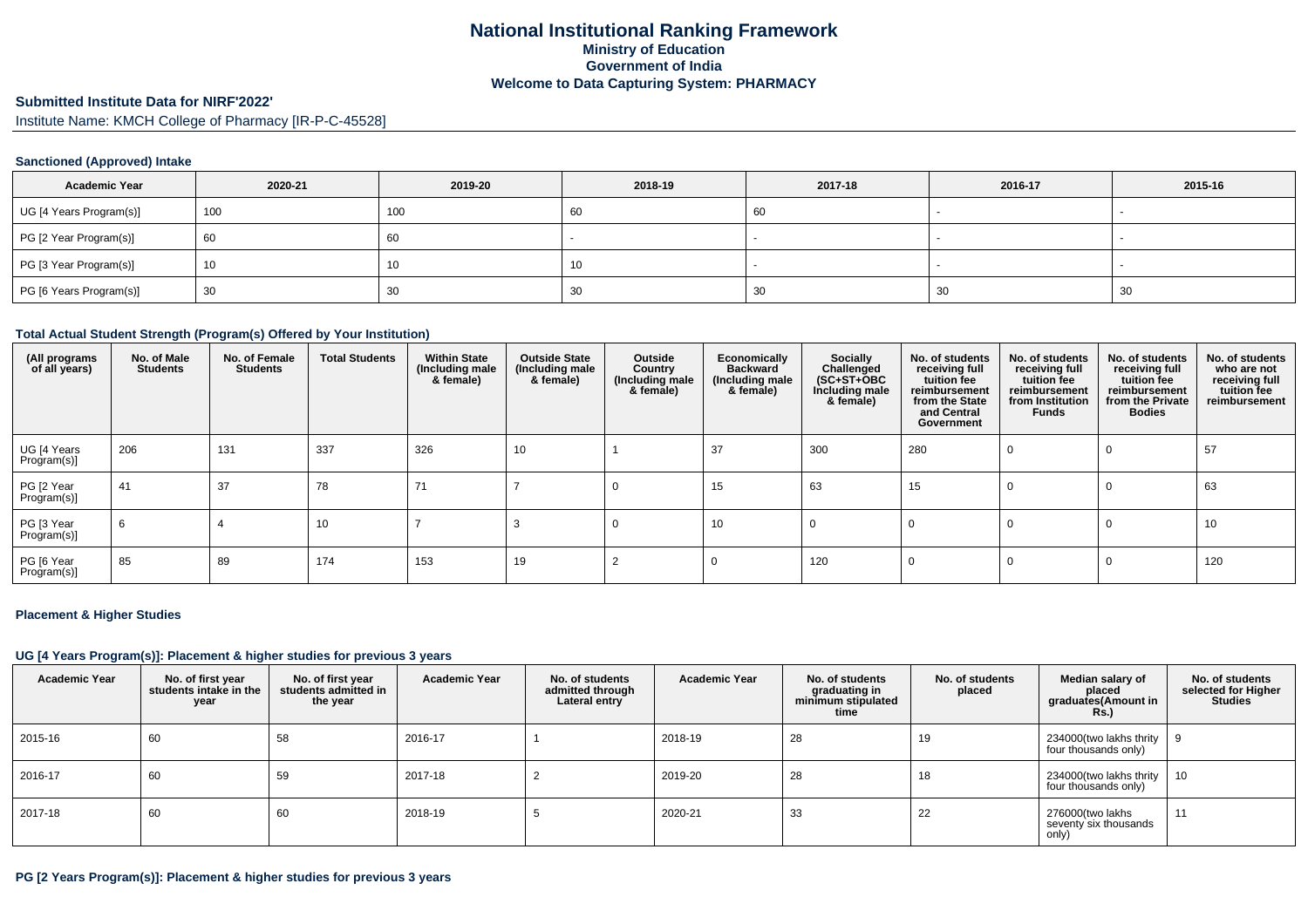# National Institutional Ranking Framework
## Ministry of Education
## Government of India
## Welcome to Data Capturing System: PHARMACY

**Submitted Institute Data for NIRF'2022'**

Institute Name: KMCH College of Pharmacy [IR-P-C-45528]

### Sanctioned (Approved) Intake

| Academic Year | 2020-21 | 2019-20 | 2018-19 | 2017-18 | 2016-17 | 2015-16 |
|---|---|---|---|---|---|---|
| UG [4 Years Program(s)] | 100 | 100 | 60 | 60 | - | - |
| PG [2 Year Program(s)] | 60 | 60 | - | - | - | - |
| PG [3 Year Program(s)] | 10 | 10 | 10 | - | - | - |
| PG [6 Years Program(s)] | 30 | 30 | 30 | 30 | 30 | 30 |

### Total Actual Student Strength (Program(s) Offered by Your Institution)

| (All programs of all years) | No. of Male Students | No. of Female Students | Total Students | Within State (Including male & female) | Outside State (Including male & female) | Outside Country (Including male & female) | Economically Backward (Including male & female) | Socially Challenged (SC+ST+OBC Including male & female) | No. of students receiving full tuition fee reimbursement from the State and Central Government | No. of students receiving full tuition fee reimbursement from Institution Funds | No. of students receiving full tuition fee reimbursement from the Private Bodies | No. of students who are not receiving full tuition fee reimbursement |
|---|---|---|---|---|---|---|---|---|---|---|---|---|
| UG [4 Years Program(s)] | 206 | 131 | 337 | 326 | 10 | 1 | 37 | 300 | 280 | 0 | 0 | 57 |
| PG [2 Year Program(s)] | 41 | 37 | 78 | 71 | 7 | 0 | 15 | 63 | 15 | 0 | 0 | 63 |
| PG [3 Year Program(s)] | 6 | 4 | 10 | 7 | 3 | 0 | 10 | 0 | 0 | 0 | 0 | 10 |
| PG [6 Year Program(s)] | 85 | 89 | 174 | 153 | 19 | 2 | 0 | 120 | 0 | 0 | 0 | 120 |

### Placement & Higher Studies

### UG [4 Years Program(s)]: Placement & higher studies for previous 3 years

| Academic Year | No. of first year students intake in the year | No. of first year students admitted in the year | Academic Year | No. of students admitted through Lateral entry | Academic Year | No. of students graduating in minimum stipulated time | No. of students placed | Median salary of placed graduates(Amount in Rs.) | No. of students selected for Higher Studies |
|---|---|---|---|---|---|---|---|---|---|
| 2015-16 | 60 | 58 | 2016-17 | 1 | 2018-19 | 28 | 19 | 234000(two lakhs thrity four thousands only) | 9 |
| 2016-17 | 60 | 59 | 2017-18 | 2 | 2019-20 | 28 | 18 | 234000(two lakhs thrity four thousands only) | 10 |
| 2017-18 | 60 | 60 | 2018-19 | 5 | 2020-21 | 33 | 22 | 276000(two lakhs seventy six thousands only) | 11 |

### PG [2 Years Program(s)]: Placement & higher studies for previous 3 years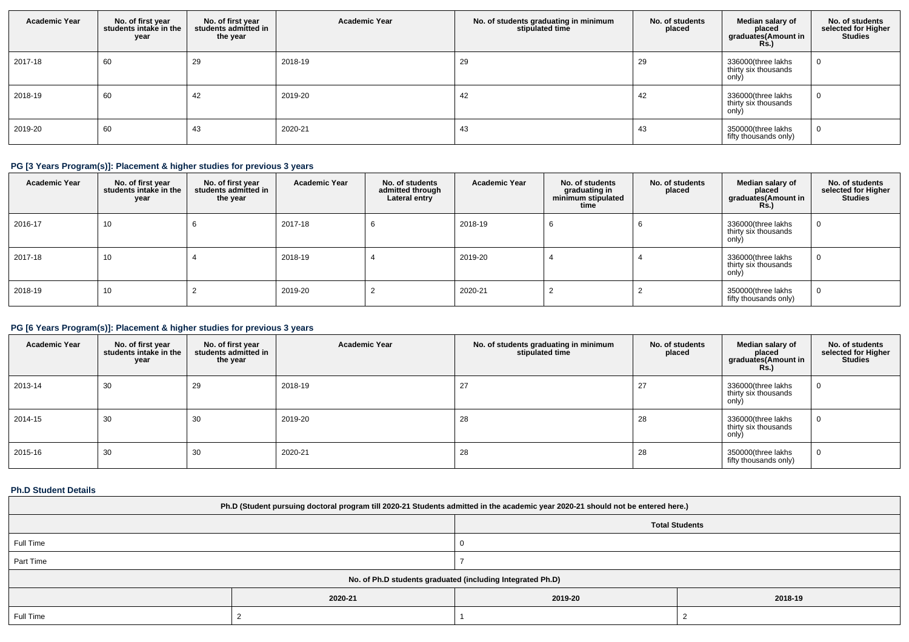| Academic Year | No. of first year students intake in the year | No. of first year students admitted in the year | Academic Year | No. of students graduating in minimum stipulated time | No. of students placed | Median salary of placed graduates(Amount in Rs.) | No. of students selected for Higher Studies |
|---|---|---|---|---|---|---|---|
| 2017-18 | 60 | 29 | 2018-19 | 29 | 29 | 336000(three lakhs thirty six thousands only) | 0 |
| 2018-19 | 60 | 42 | 2019-20 | 42 | 42 | 336000(three lakhs thirty six thousands only) | 0 |
| 2019-20 | 60 | 43 | 2020-21 | 43 | 43 | 350000(three lakhs fifty thousands only) | 0 |

### PG [3 Years Program(s)]: Placement & higher studies for previous 3 years

| Academic Year | No. of first year students intake in the year | No. of first year students admitted in the year | Academic Year | No. of students admitted through Lateral entry | Academic Year | No. of students graduating in minimum stipulated time | No. of students placed | Median salary of placed graduates(Amount in Rs.) | No. of students selected for Higher Studies |
|---|---|---|---|---|---|---|---|---|---|
| 2016-17 | 10 | 6 | 2017-18 | 6 | 2018-19 | 6 | 6 | 336000(three lakhs thirty six thousands only) | 0 |
| 2017-18 | 10 | 4 | 2018-19 | 4 | 2019-20 | 4 | 4 | 336000(three lakhs thirty six thousands only) | 0 |
| 2018-19 | 10 | 2 | 2019-20 | 2 | 2020-21 | 2 | 2 | 350000(three lakhs fifty thousands only) | 0 |

### PG [6 Years Program(s)]: Placement & higher studies for previous 3 years

| Academic Year | No. of first year students intake in the year | No. of first year students admitted in the year | Academic Year | No. of students graduating in minimum stipulated time | No. of students placed | Median salary of placed graduates(Amount in Rs.) | No. of students selected for Higher Studies |
|---|---|---|---|---|---|---|---|
| 2013-14 | 30 | 29 | 2018-19 | 27 | 27 | 336000(three lakhs thirty six thousands only) | 0 |
| 2014-15 | 30 | 30 | 2019-20 | 28 | 28 | 336000(three lakhs thirty six thousands only) | 0 |
| 2015-16 | 30 | 30 | 2020-21 | 28 | 28 | 350000(three lakhs fifty thousands only) | 0 |

### Ph.D Student Details

| Ph.D (Student pursuing doctoral program till 2020-21 Students admitted in the academic year 2020-21 should not be entered here.) | | | |
|---|---|---|---|
| | Total Students | | |
| Full Time | 0 | | |
| Part Time | 7 | | |
| No. of Ph.D students graduated (including Integrated Ph.D) | | | |
| | 2020-21 | 2019-20 | 2018-19 |
| Full Time | 2 | 1 | 2 |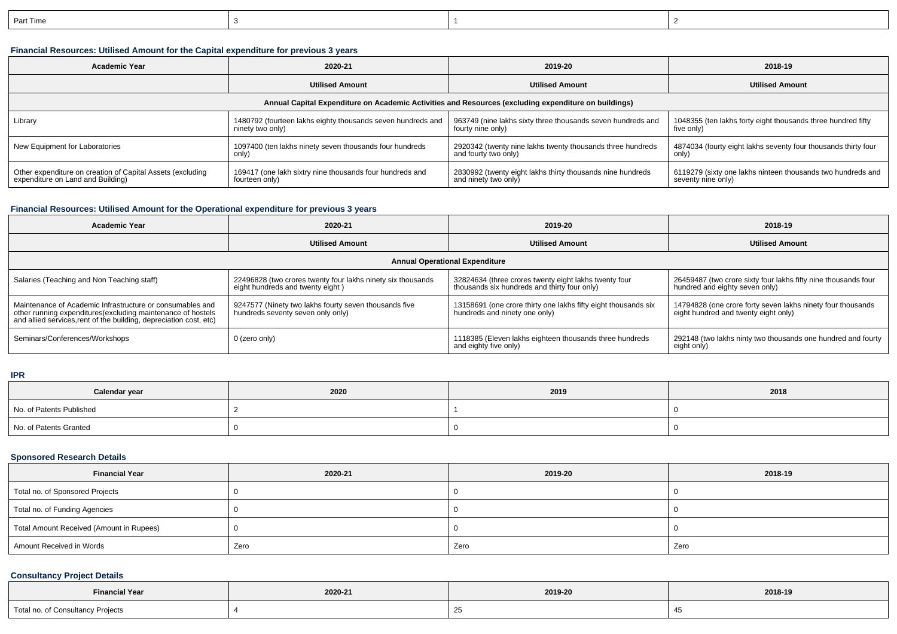| Part Time | 3 | 1 | 2 |
|---|---|---|---|

### Financial Resources: Utilised Amount for the Capital expenditure for previous 3 years

| Academic Year | 2020-21 | 2019-20 | 2018-19 |
|---|---|---|---|
| | Utilised Amount | Utilised Amount | Utilised Amount |
| Annual Capital Expenditure on Academic Activities and Resources (excluding expenditure on buildings) | | | |
| Library | 1480792 (fourteen lakhs eighty thousands seven hundreds and ninety two only) | 963749 (nine lakhs sixty three thousands seven hundreds and fourty nine only) | 1048355 (ten lakhs forty eight thousands three hundred fifty five only) |
| New Equipment for Laboratories | 1097400 (ten lakhs ninety seven thousands four hundreds only) | 2920342 (twenty nine lakhs twenty thousands three hundreds and fourty two only) | 4874034 (fourty eight lakhs seventy four thousands thirty four only) |
| Other expenditure on creation of Capital Assets (excluding expenditure on Land and Building) | 169417 (one lakh sixtry nine thousands four hundreds and fourteen only) | 2830992 (twenty eight lakhs thirty thousands nine hundreds and ninety two only) | 6119279 (sixty one lakhs ninteen thousands two hundreds and seventy nine only) |

### Financial Resources: Utilised Amount for the Operational expenditure for previous 3 years

| Academic Year | 2020-21 | 2019-20 | 2018-19 |
|---|---|---|---|
| | Utilised Amount | Utilised Amount | Utilised Amount |
| Annual Operational Expenditure | | | |
| Salaries (Teaching and Non Teaching staff) | 22496828 (two crores twenty four lakhs ninety six thousands eight hundreds and twenty eight ) | 32824634 (three crores twenty eight lakhs twenty four thousands six hundreds and thirty four only) | 26459487 (two crore sixty four lakhs fifty nine thousands four hundred and eighty seven only) |
| Maintenance of Academic Infrastructure or consumables and other running expenditures(excluding maintenance of hostels and allied services,rent of the building, depreciation cost, etc) | 9247577 (Ninety two lakhs fourty seven thousands five hundreds seventy seven only only) | 13158691 (one crore thirty one lakhs fifty eight thousands six hundreds and ninety one only) | 14794828 (one crore forty seven lakhs ninety four thousands eight hundred and twenty eight only) |
| Seminars/Conferences/Workshops | 0 (zero only) | 1118385 (Eleven lakhs eighteen thousands three hundreds and eighty five only) | 292148 (two lakhs ninty two thousands one hundred and fourty eight only) |

### IPR

| Calendar year | 2020 | 2019 | 2018 |
|---|---|---|---|
| No. of Patents Published | 2 | 1 | 0 |
| No. of Patents Granted | 0 | 0 | 0 |

### Sponsored Research Details

| Financial Year | 2020-21 | 2019-20 | 2018-19 |
|---|---|---|---|
| Total no. of Sponsored Projects | 0 | 0 | 0 |
| Total no. of Funding Agencies | 0 | 0 | 0 |
| Total Amount Received (Amount in Rupees) | 0 | 0 | 0 |
| Amount Received in Words | Zero | Zero | Zero |

### Consultancy Project Details

| Financial Year | 2020-21 | 2019-20 | 2018-19 |
|---|---|---|---|
| Total no. of Consultancy Projects | 4 | 25 | 45 |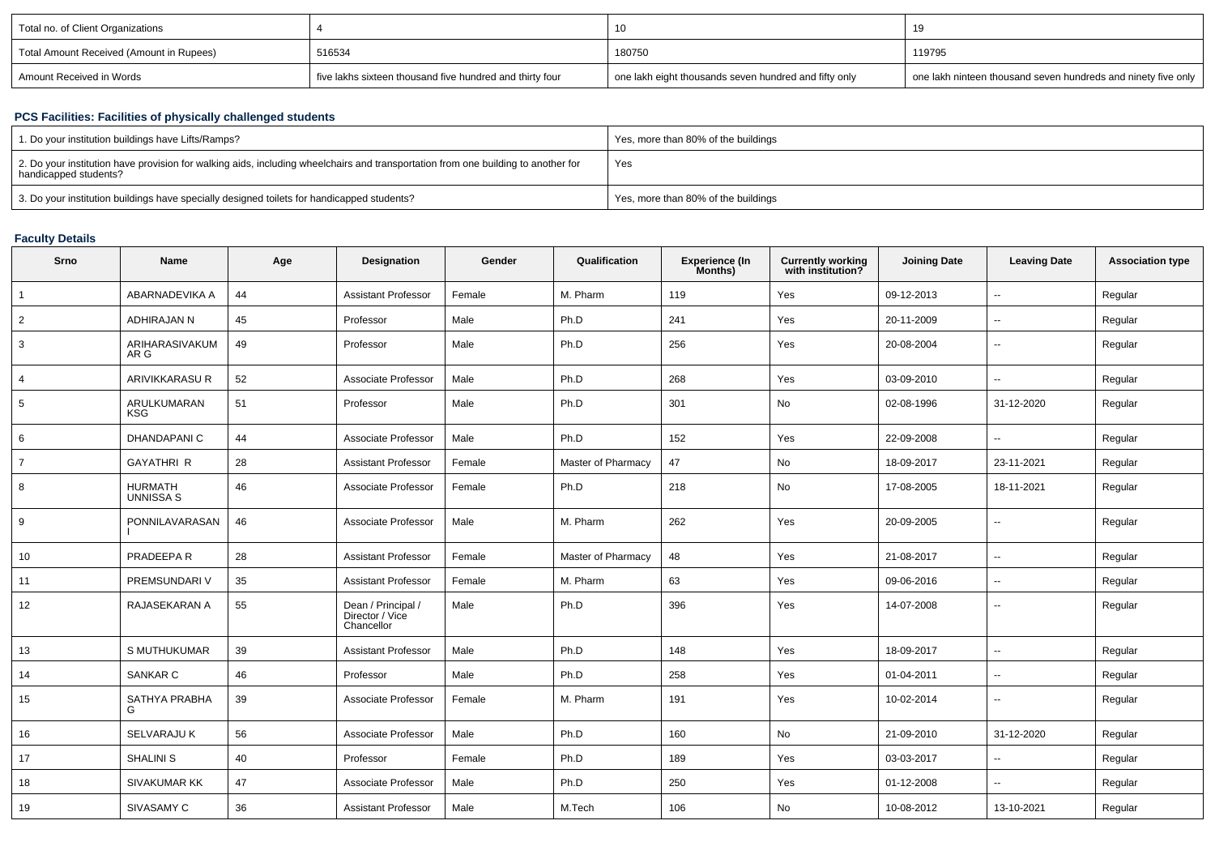| Total no. of Client Organizations | 4 | 10 | 19 |
|---|---|---|---|
| Total Amount Received (Amount in Rupees) | 516534 | 180750 | 119795 |
| Amount Received in Words | five lakhs sixteen thousand five hundred and thirty four | one lakh eight thousands seven hundred and fifty only | one lakh ninteen thousand seven hundreds and ninety five only |

### PCS Facilities: Facilities of physically challenged students

| 1. Do your institution buildings have Lifts/Ramps? | Yes, more than 80% of the buildings |
|---|---|
| 2. Do your institution have provision for walking aids, including wheelchairs and transportation from one building to another for handicapped students? | Yes |
| 3. Do your institution buildings have specially designed toilets for handicapped students? | Yes, more than 80% of the buildings |

### Faculty Details

| Srno | Name | Age | Designation | Gender | Qualification | Experience (In Months) | Currently working with institution? | Joining Date | Leaving Date | Association type |
|---|---|---|---|---|---|---|---|---|---|---|
| 1 | ABARNADEVIKA A | 44 | Assistant Professor | Female | M. Pharm | 119 | Yes | 09-12-2013 | -- | Regular |
| 2 | ADHIRAJAN N | 45 | Professor | Male | Ph.D | 241 | Yes | 20-11-2009 | -- | Regular |
| 3 | ARIHARASIVAKUMAR G | 49 | Professor | Male | Ph.D | 256 | Yes | 20-08-2004 | -- | Regular |
| 4 | ARIVIKKARASU R | 52 | Associate Professor | Male | Ph.D | 268 | Yes | 03-09-2010 | -- | Regular |
| 5 | ARULKUMARAN KSG | 51 | Professor | Male | Ph.D | 301 | No | 02-08-1996 | 31-12-2020 | Regular |
| 6 | DHANDAPANI C | 44 | Associate Professor | Male | Ph.D | 152 | Yes | 22-09-2008 | -- | Regular |
| 7 | GAYATHRI R | 28 | Assistant Professor | Female | Master of Pharmacy | 47 | No | 18-09-2017 | 23-11-2021 | Regular |
| 8 | HURMATH UNNISSA S | 46 | Associate Professor | Female | Ph.D | 218 | No | 17-08-2005 | 18-11-2021 | Regular |
| 9 | PONNILAVARASAN I | 46 | Associate Professor | Male | M. Pharm | 262 | Yes | 20-09-2005 | -- | Regular |
| 10 | PRADEEPA R | 28 | Assistant Professor | Female | Master of Pharmacy | 48 | Yes | 21-08-2017 | -- | Regular |
| 11 | PREMSUNDARI V | 35 | Assistant Professor | Female | M. Pharm | 63 | Yes | 09-06-2016 | -- | Regular |
| 12 | RAJASEKARAN A | 55 | Dean / Principal / Director / Vice Chancellor | Male | Ph.D | 396 | Yes | 14-07-2008 | -- | Regular |
| 13 | S MUTHUKUMAR | 39 | Assistant Professor | Male | Ph.D | 148 | Yes | 18-09-2017 | -- | Regular |
| 14 | SANKAR C | 46 | Professor | Male | Ph.D | 258 | Yes | 01-04-2011 | -- | Regular |
| 15 | SATHYA PRABHA G | 39 | Associate Professor | Female | M. Pharm | 191 | Yes | 10-02-2014 | -- | Regular |
| 16 | SELVARAJU K | 56 | Associate Professor | Male | Ph.D | 160 | No | 21-09-2010 | 31-12-2020 | Regular |
| 17 | SHALINI S | 40 | Professor | Female | Ph.D | 189 | Yes | 03-03-2017 | -- | Regular |
| 18 | SIVAKUMAR KK | 47 | Associate Professor | Male | Ph.D | 250 | Yes | 01-12-2008 | -- | Regular |
| 19 | SIVASAMY C | 36 | Assistant Professor | Male | M.Tech | 106 | No | 10-08-2012 | 13-10-2021 | Regular |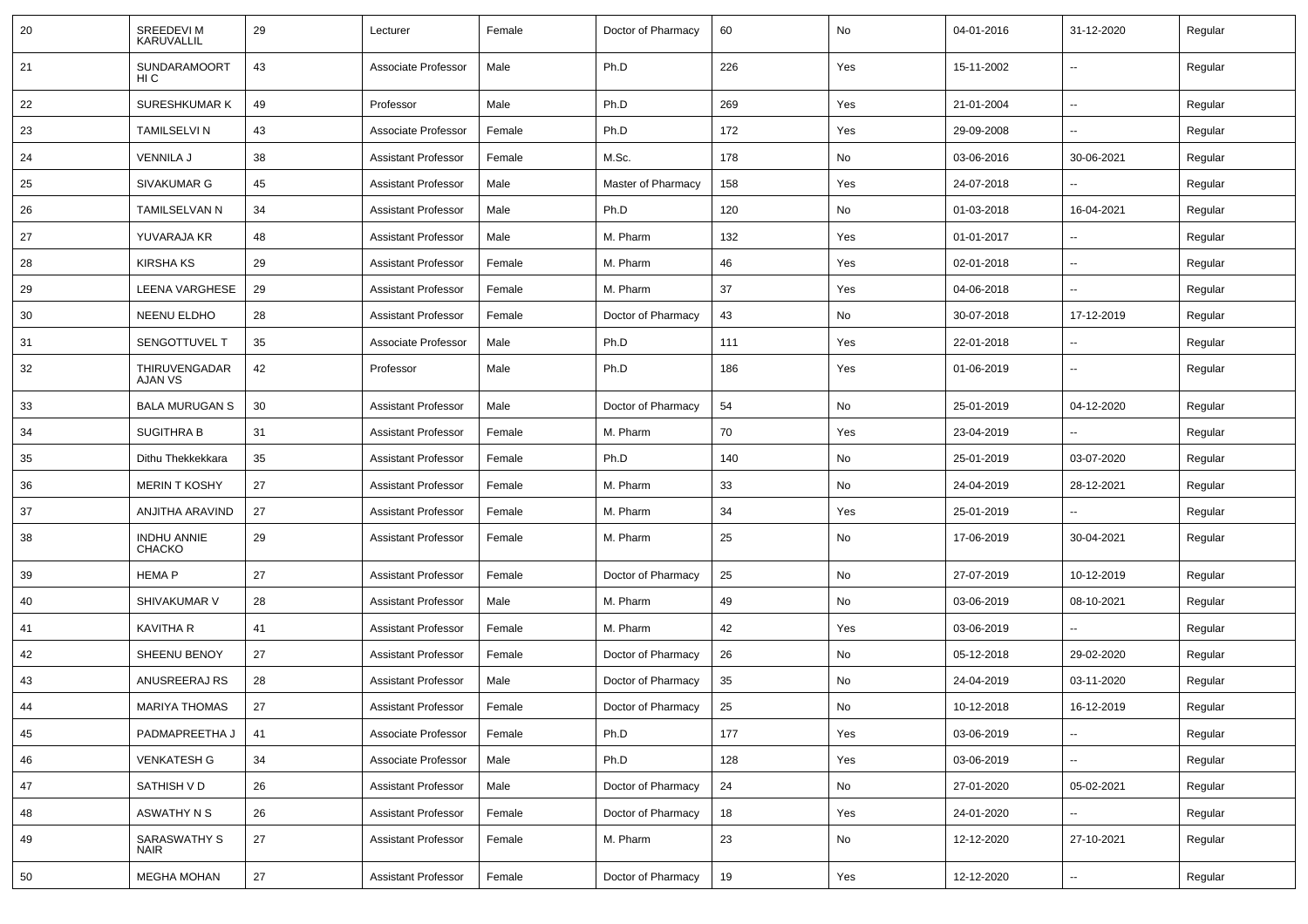| 20 | SREEDEVI M KARUVALLIL | 29 | Lecturer | Female | Doctor of Pharmacy | 60 | No | 04-01-2016 | 31-12-2020 | Regular |
|---|---|---|---|---|---|---|---|---|---|---|
| 21 | SUNDARAMOORTHI C | 43 | Associate Professor | Male | Ph.D | 226 | Yes | 15-11-2002 | -- | Regular |
| 22 | SURESHKUMAR K | 49 | Professor | Male | Ph.D | 269 | Yes | 21-01-2004 | -- | Regular |
| 23 | TAMILSELVI N | 43 | Associate Professor | Female | Ph.D | 172 | Yes | 29-09-2008 | -- | Regular |
| 24 | VENNILA J | 38 | Assistant Professor | Female | M.Sc. | 178 | No | 03-06-2016 | 30-06-2021 | Regular |
| 25 | SIVAKUMAR G | 45 | Assistant Professor | Male | Master of Pharmacy | 158 | Yes | 24-07-2018 | -- | Regular |
| 26 | TAMILSELVAN N | 34 | Assistant Professor | Male | Ph.D | 120 | No | 01-03-2018 | 16-04-2021 | Regular |
| 27 | YUVARAJA KR | 48 | Assistant Professor | Male | M. Pharm | 132 | Yes | 01-01-2017 | -- | Regular |
| 28 | KIRSHA KS | 29 | Assistant Professor | Female | M. Pharm | 46 | Yes | 02-01-2018 | -- | Regular |
| 29 | LEENA VARGHESE | 29 | Assistant Professor | Female | M. Pharm | 37 | Yes | 04-06-2018 | -- | Regular |
| 30 | NEENU ELDHO | 28 | Assistant Professor | Female | Doctor of Pharmacy | 43 | No | 30-07-2018 | 17-12-2019 | Regular |
| 31 | SENGOTTUVEL T | 35 | Associate Professor | Male | Ph.D | 111 | Yes | 22-01-2018 | -- | Regular |
| 32 | THIRUVENGADARAJAN VS | 42 | Professor | Male | Ph.D | 186 | Yes | 01-06-2019 | -- | Regular |
| 33 | BALA MURUGAN S | 30 | Assistant Professor | Male | Doctor of Pharmacy | 54 | No | 25-01-2019 | 04-12-2020 | Regular |
| 34 | SUGITHRA B | 31 | Assistant Professor | Female | M. Pharm | 70 | Yes | 23-04-2019 | -- | Regular |
| 35 | Dithu Thekkekkara | 35 | Assistant Professor | Female | Ph.D | 140 | No | 25-01-2019 | 03-07-2020 | Regular |
| 36 | MERIN T KOSHY | 27 | Assistant Professor | Female | M. Pharm | 33 | No | 24-04-2019 | 28-12-2021 | Regular |
| 37 | ANJITHA ARAVIND | 27 | Assistant Professor | Female | M. Pharm | 34 | Yes | 25-01-2019 | -- | Regular |
| 38 | INDHU ANNIE CHACKO | 29 | Assistant Professor | Female | M. Pharm | 25 | No | 17-06-2019 | 30-04-2021 | Regular |
| 39 | HEMA P | 27 | Assistant Professor | Female | Doctor of Pharmacy | 25 | No | 27-07-2019 | 10-12-2019 | Regular |
| 40 | SHIVAKUMAR V | 28 | Assistant Professor | Male | M. Pharm | 49 | No | 03-06-2019 | 08-10-2021 | Regular |
| 41 | KAVITHA R | 41 | Assistant Professor | Female | M. Pharm | 42 | Yes | 03-06-2019 | -- | Regular |
| 42 | SHEENU BENOY | 27 | Assistant Professor | Female | Doctor of Pharmacy | 26 | No | 05-12-2018 | 29-02-2020 | Regular |
| 43 | ANUSREERAJ RS | 28 | Assistant Professor | Male | Doctor of Pharmacy | 35 | No | 24-04-2019 | 03-11-2020 | Regular |
| 44 | MARIYA THOMAS | 27 | Assistant Professor | Female | Doctor of Pharmacy | 25 | No | 10-12-2018 | 16-12-2019 | Regular |
| 45 | PADMAPREETHA J | 41 | Associate Professor | Female | Ph.D | 177 | Yes | 03-06-2019 | -- | Regular |
| 46 | VENKATESH G | 34 | Associate Professor | Male | Ph.D | 128 | Yes | 03-06-2019 | -- | Regular |
| 47 | SATHISH V D | 26 | Assistant Professor | Male | Doctor of Pharmacy | 24 | No | 27-01-2020 | 05-02-2021 | Regular |
| 48 | ASWATHY N S | 26 | Assistant Professor | Female | Doctor of Pharmacy | 18 | Yes | 24-01-2020 | -- | Regular |
| 49 | SARASWATHY S NAIR | 27 | Assistant Professor | Female | M. Pharm | 23 | No | 12-12-2020 | 27-10-2021 | Regular |
| 50 | MEGHA MOHAN | 27 | Assistant Professor | Female | Doctor of Pharmacy | 19 | Yes | 12-12-2020 | -- | Regular |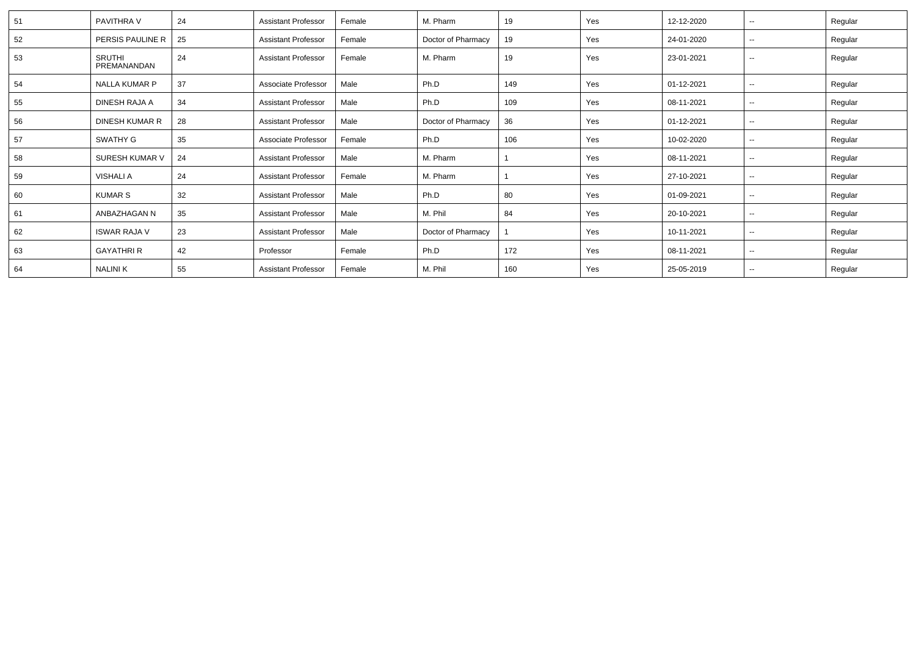| | | | | | | | | | | |
|---|---|---|---|---|---|---|---|---|---|---|
| 51 | PAVITHRA V | 24 | Assistant Professor | Female | M. Pharm | 19 | Yes | 12-12-2020 | -- | Regular |
| 52 | PERSIS PAULINE R | 25 | Assistant Professor | Female | Doctor of Pharmacy | 19 | Yes | 24-01-2020 | -- | Regular |
| 53 | SRUTHI PREMANANDAN | 24 | Assistant Professor | Female | M. Pharm | 19 | Yes | 23-01-2021 | -- | Regular |
| 54 | NALLA KUMAR P | 37 | Associate Professor | Male | Ph.D | 149 | Yes | 01-12-2021 | -- | Regular |
| 55 | DINESH RAJA A | 34 | Assistant Professor | Male | Ph.D | 109 | Yes | 08-11-2021 | -- | Regular |
| 56 | DINESH KUMAR R | 28 | Assistant Professor | Male | Doctor of Pharmacy | 36 | Yes | 01-12-2021 | -- | Regular |
| 57 | SWATHY G | 35 | Associate Professor | Female | Ph.D | 106 | Yes | 10-02-2020 | -- | Regular |
| 58 | SURESH KUMAR V | 24 | Assistant Professor | Male | M. Pharm | 1 | Yes | 08-11-2021 | -- | Regular |
| 59 | VISHALI A | 24 | Assistant Professor | Female | M. Pharm | 1 | Yes | 27-10-2021 | -- | Regular |
| 60 | KUMAR S | 32 | Assistant Professor | Male | Ph.D | 80 | Yes | 01-09-2021 | -- | Regular |
| 61 | ANBAZHAGAN N | 35 | Assistant Professor | Male | M. Phil | 84 | Yes | 20-10-2021 | -- | Regular |
| 62 | ISWAR RAJA V | 23 | Assistant Professor | Male | Doctor of Pharmacy | 1 | Yes | 10-11-2021 | -- | Regular |
| 63 | GAYATHRI R | 42 | Professor | Female | Ph.D | 172 | Yes | 08-11-2021 | -- | Regular |
| 64 | NALINI K | 55 | Assistant Professor | Female | M. Phil | 160 | Yes | 25-05-2019 | -- | Regular |